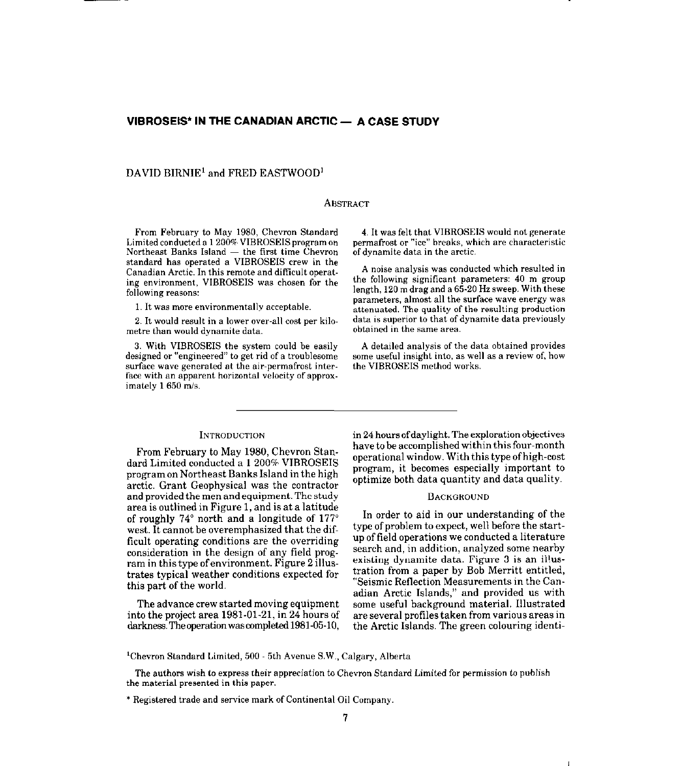# VIBROSEIS* IN THE CANADIAN ARCTIC — A CASE STUDY

DAVID BIRNIE[1] and FRED EASTWOOD[1]

## Abstract

From February to May 1980, Chevron Standard Limited conducted a 1 200% VIBROSEIS program on Northeast Banks Island — the first time Chevron standard has operated a VIBROSEIS crew in the Canadian Arctic. In this remote and difficult operating environment, VIBROSEIS was chosen for the following reasons:

1. It was more environmentally acceptable.

2. It would result in a lower over-all cost per kilometre than would dynamite data.

3. With VIBROSEIS the system could be easily designed or "engineered" to get rid of a troublesome surface wave generated at the air-permafrost interface with an apparent horizontal velocity of approximately 1 650 m/s.

4. It was felt that VIBROSEIS would not generate permafrost or "ice" breaks, which are characteristic of dynamite data in the arctic.

A noise analysis was conducted which resulted in the following significant parameters: 40 m group length, 120 m drag and a 65-20 Hz sweep. With these parameters, almost all the surface wave energy was attenuated. The quality of the resulting production data is superior to that of dynamite data previously obtained in the same area.

A detailed analysis of the data obtained provides some useful insight into, as well as a review of, how the VIBROSEIS method works.

## Introduction

From February to May 1980, Chevron Standard Limited conducted a 1 200% VIBROSEIS program on Northeast Banks Island in the high arctic. Grant Geophysical was the contractor and provided the men and equipment. The study area is outlined in Figure 1, and is at a latitude of roughly 74° north and a longitude of 177° west. It cannot be overemphasized that the difficult operating conditions are the overriding consideration in the design of any field program in this type of environment. Figure 2 illustrates typical weather conditions expected for this part of the world.

The advance crew started moving equipment into the project area 1981-01-21, in 24 hours of darkness. The operation was completed 1981-05-10, in 24 hours of daylight. The exploration objectives have to be accomplished within this four-month operational window. With this type of high-cost program, it becomes especially important to optimize both data quantity and data quality.

## Background

In order to aid in our understanding of the type of problem to expect, well before the start-up of field operations we conducted a literature search and, in addition, analyzed some nearby existing dynamite data. Figure 3 is an illustration from a paper by Bob Merritt entitled, "Seismic Reflection Measurements in the Canadian Arctic Islands," and provided us with some useful background material. Illustrated are several profiles taken from various areas in the Arctic Islands. The green colouring identi-

[1]Chevron Standard Limited, 500 - 5th Avenue S.W., Calgary, Alberta

The authors wish to express their appreciation to Chevron Standard Limited for permission to publish the material presented in this paper.

\* Registered trade and service mark of Continental Oil Company.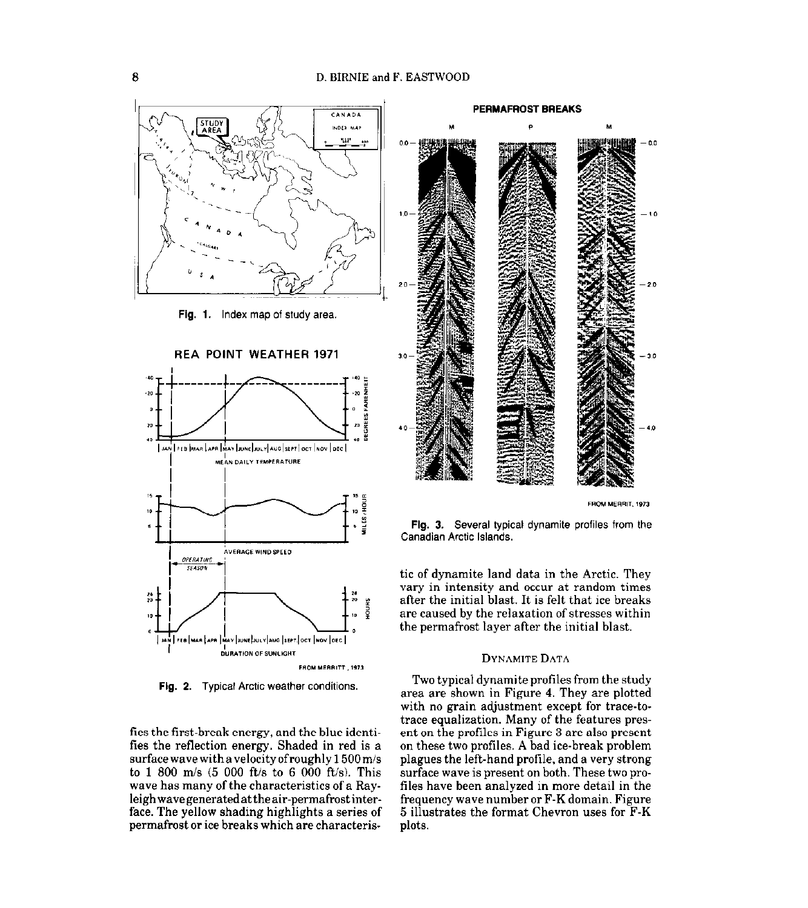Fig. 1. Index map of study area.

Fig. 2. Typical Arctic weather conditions.

fies the first-break energy, and the blue identifies the reflection energy. Shaded in red is a surface wave with a velocity of roughly 1 500 m/s to 1 800 m/s (5 000 ft/s to 6 000 ft/s). This wave has many of the characteristics of a Rayleigh wave generated at the air-permafrost interface. The yellow shading highlights a series of permafrost or ice breaks which are characteristic of dynamite land data in the Arctic. They vary in intensity and occur at random times after the initial blast. It is felt that ice breaks are caused by the relaxation of stresses within the permafrost layer after the initial blast.

Fig. 3. Several typical dynamite profiles from the Canadian Arctic Islands.

## Dynamite Data

Two typical dynamite profiles from the study area are shown in Figure 4. They are plotted with no grain adjustment except for trace-to-trace equalization. Many of the features present on the profiles in Figure 3 are also present on these two profiles. A bad ice-break problem plagues the left-hand profile, and a very strong surface wave is present on both. These two profiles have been analyzed in more detail in the frequency wave number or F-K domain. Figure 5 illustrates the format Chevron uses for F-K plots.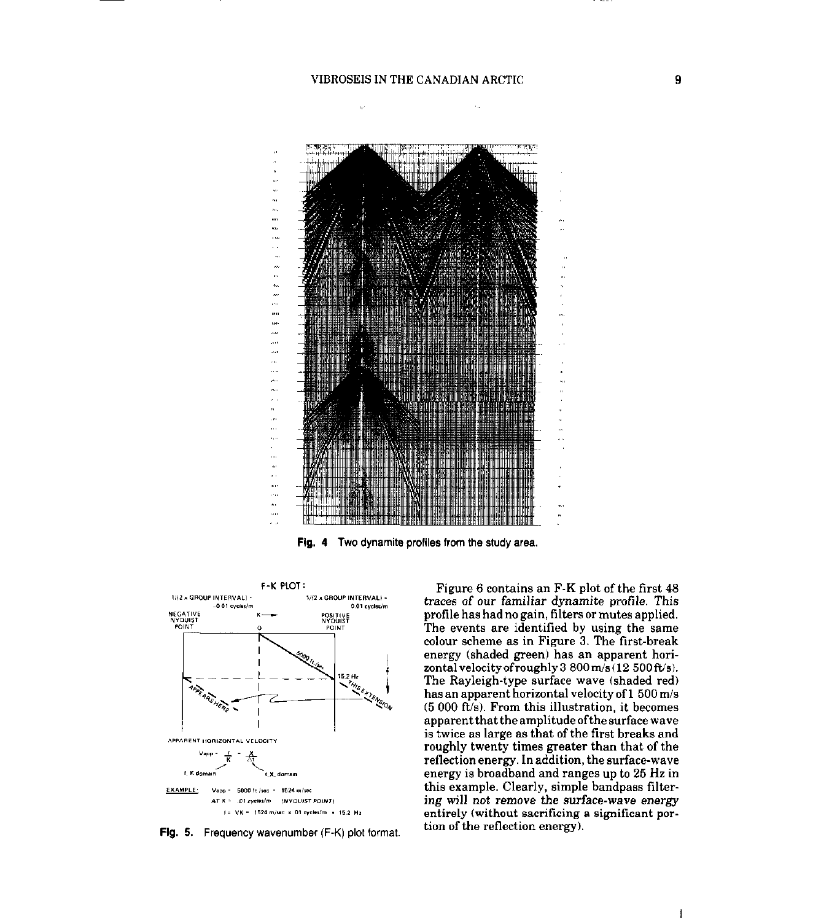**Fig. 4** Two dynamite profiles from the study area.

F-K PLOT:

1/(2 x GROUP INTERVAL) = -0.01 cycles/m

1/(2 x GROUP INTERVAL) = 0.01 cycles/m

NEGATIVE NYQUIST POINT

K →

0

POSITIVE NYQUIST POINT

5000 ft/sec

15.2 Hz

THIS EXTENSION

APPEARS HERE

f

APPARENT HORIZONTAL VELOCITY

$$V_{app} = \frac{f}{K} = \frac{X}{\Delta t}$$

f, K domain    t, X, domain

EXAMPLE: Vapp = 5000 ft/sec = 1524 m/sec

AT K = .01 cycles/m (NYQUIST POINT)

f = VK = 1524 m/sec x .01 cycles/m = 15.2 Hz

**Fig. 5.** Frequency wavenumber (F-K) plot format.

Figure 6 contains an F-K plot of the first 48 traces of our familiar dynamite profile. This profile has had no gain, filters or mutes applied. The events are identified by using the same colour scheme as in Figure 3. The first-break energy (shaded green) has an apparent horizontal velocity of roughly 3 800 m/s (12 500 ft/s). The Rayleigh-type surface wave (shaded red) has an apparent horizontal velocity of 1 500 m/s (5 000 ft/s). From this illustration, it becomes apparent that the amplitude of the surface wave is twice as large as that of the first breaks and roughly twenty times greater than that of the reflection energy. In addition, the surface-wave energy is broadband and ranges up to 25 Hz in this example. Clearly, simple bandpass filtering will not remove the surface-wave energy entirely (without sacrificing a significant portion of the reflection energy).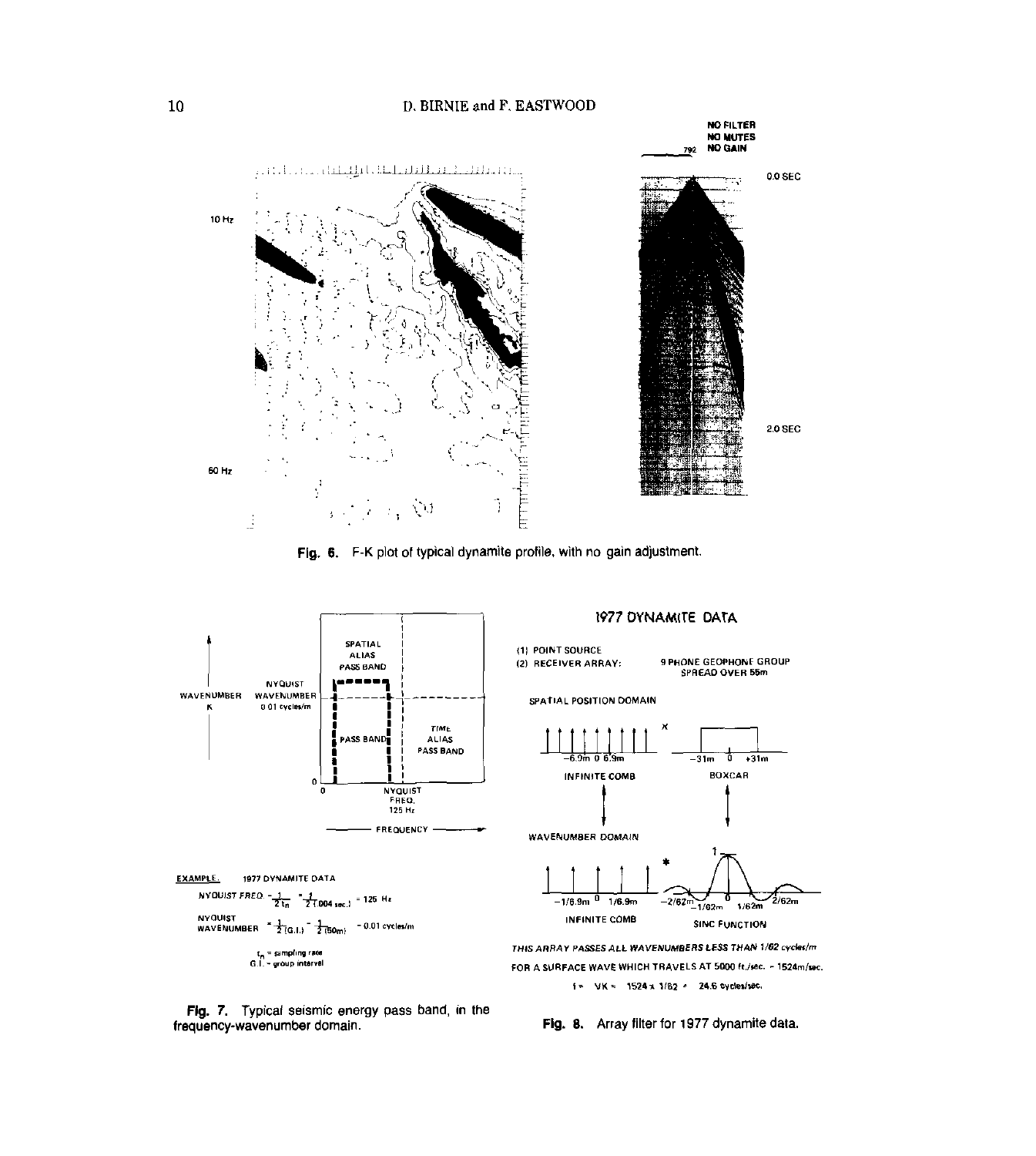Fig. 6. F-K plot of typical dynamite profile, with no gain adjustment.

**EXAMPLE.** 1977 DYNAMITE DATA

NYQUIST FREQ. $= \frac{1}{2 t_n} = \frac{1}{2\,(.004\ \text{sec.})} = 125\ \text{Hz}$

NYQUIST WAVENUMBER $= \frac{1}{2\,(\text{G.I.})} = \frac{1}{2\,(50\text{m})} = 0.01\ \text{cycles/m}$

$t_n$ = sampling rate
G.I. = group interval

Fig. 7. Typical seismic energy pass band, in the frequency-wavenumber domain.

**1977 DYNAMITE DATA**

(1) POINT SOURCE
(2) RECEIVER ARRAY: 9 PHONE GEOPHONE GROUP SPREAD OVER 55m

THIS ARRAY PASSES ALL WAVENUMBERS LESS THAN 1/62 cycles/m FOR A SURFACE WAVE WHICH TRAVELS AT 5000 ft./sec. = 1524m/sec.

$f = VK = 1524 \times 1/62 = 24.6$ cycles/sec.

Fig. 8. Array filter for 1977 dynamite data.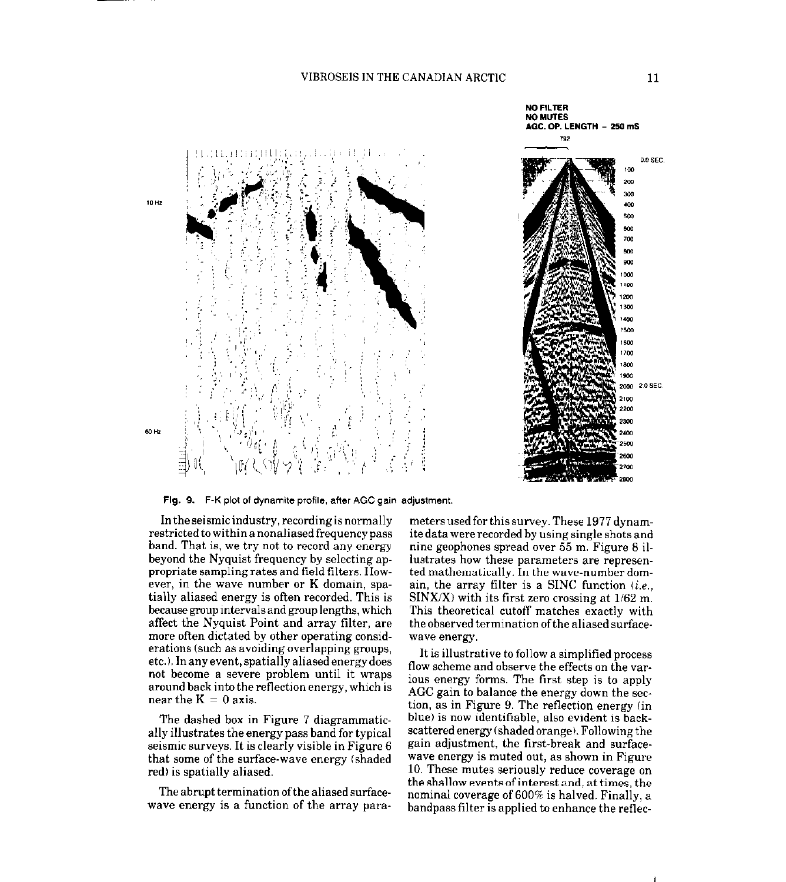Fig. 9. F-K plot of dynamite profile, after AGC gain adjustment.

In the seismic industry, recording is normally restricted to within a nonaliased frequency pass band. That is, we try not to record any energy beyond the Nyquist frequency by selecting appropriate sampling rates and field filters. However, in the wave number or K domain, spatially aliased energy is often recorded. This is because group intervals and group lengths, which affect the Nyquist Point and array filter, are more often dictated by other operating considerations (such as avoiding overlapping groups, etc.). In any event, spatially aliased energy does not become a severe problem until it wraps around back into the reflection energy, which is near the $K = 0$ axis.

The dashed box in Figure 7 diagrammatically illustrates the energy pass band for typical seismic surveys. It is clearly visible in Figure 6 that some of the surface-wave energy (shaded red) is spatially aliased.

The abrupt termination of the aliased surface-wave energy is a function of the array parameters used for this survey. These 1977 dynamite data were recorded by using single shots and nine geophones spread over 55 m. Figure 8 illustrates how these parameters are represented mathematically. In the wave-number domain, the array filter is a SINC function (*i.e.*, SINX/X) with its first zero crossing at 1/62 m. This theoretical cutoff matches exactly with the observed termination of the aliased surface-wave energy.

It is illustrative to follow a simplified process flow scheme and observe the effects on the various energy forms. The first step is to apply AGC gain to balance the energy down the section, as in Figure 9. The reflection energy (in blue) is now identifiable, also evident is back-scattered energy (shaded orange). Following the gain adjustment, the first-break and surface-wave energy is muted out, as shown in Figure 10. These mutes seriously reduce coverage on the shallow events of interest and, at times, the nominal coverage of 600% is halved. Finally, a bandpass filter is applied to enhance the reflec-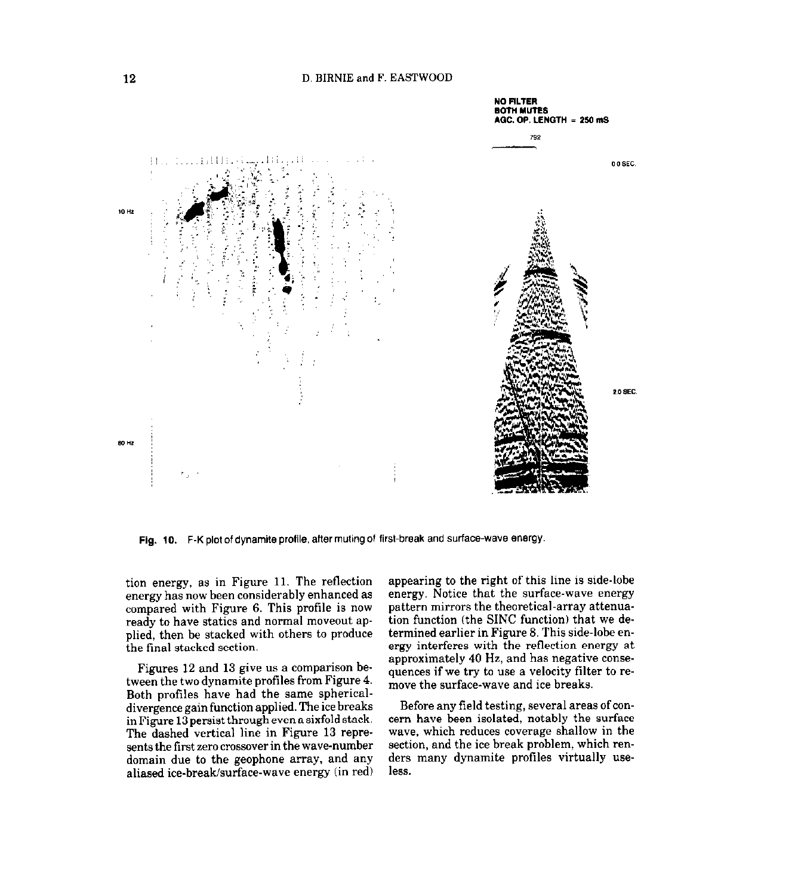NO FILTER
BOTH MUTES
AGC. OP. LENGTH = 250 mS

Fig. 10. F-K plot of dynamite profile, after muting of first-break and surface-wave energy.

tion energy, as in Figure 11. The reflection energy has now been considerably enhanced as compared with Figure 6. This profile is now ready to have statics and normal moveout applied, then be stacked with others to produce the final stacked section.

Figures 12 and 13 give us a comparison between the two dynamite profiles from Figure 4. Both profiles have had the same spherical-divergence gain function applied. The ice breaks in Figure 13 persist through even a sixfold stack. The dashed vertical line in Figure 13 represents the first zero crossover in the wave-number domain due to the geophone array, and any aliased ice-break/surface-wave energy (in red) appearing to the right of this line is side-lobe energy. Notice that the surface-wave energy pattern mirrors the theoretical-array attenuation function (the SINC function) that we determined earlier in Figure 8. This side-lobe energy interferes with the reflection energy at approximately 40 Hz, and has negative consequences if we try to use a velocity filter to remove the surface-wave and ice breaks.

Before any field testing, several areas of concern have been isolated, notably the surface wave, which reduces coverage shallow in the section, and the ice break problem, which renders many dynamite profiles virtually useless.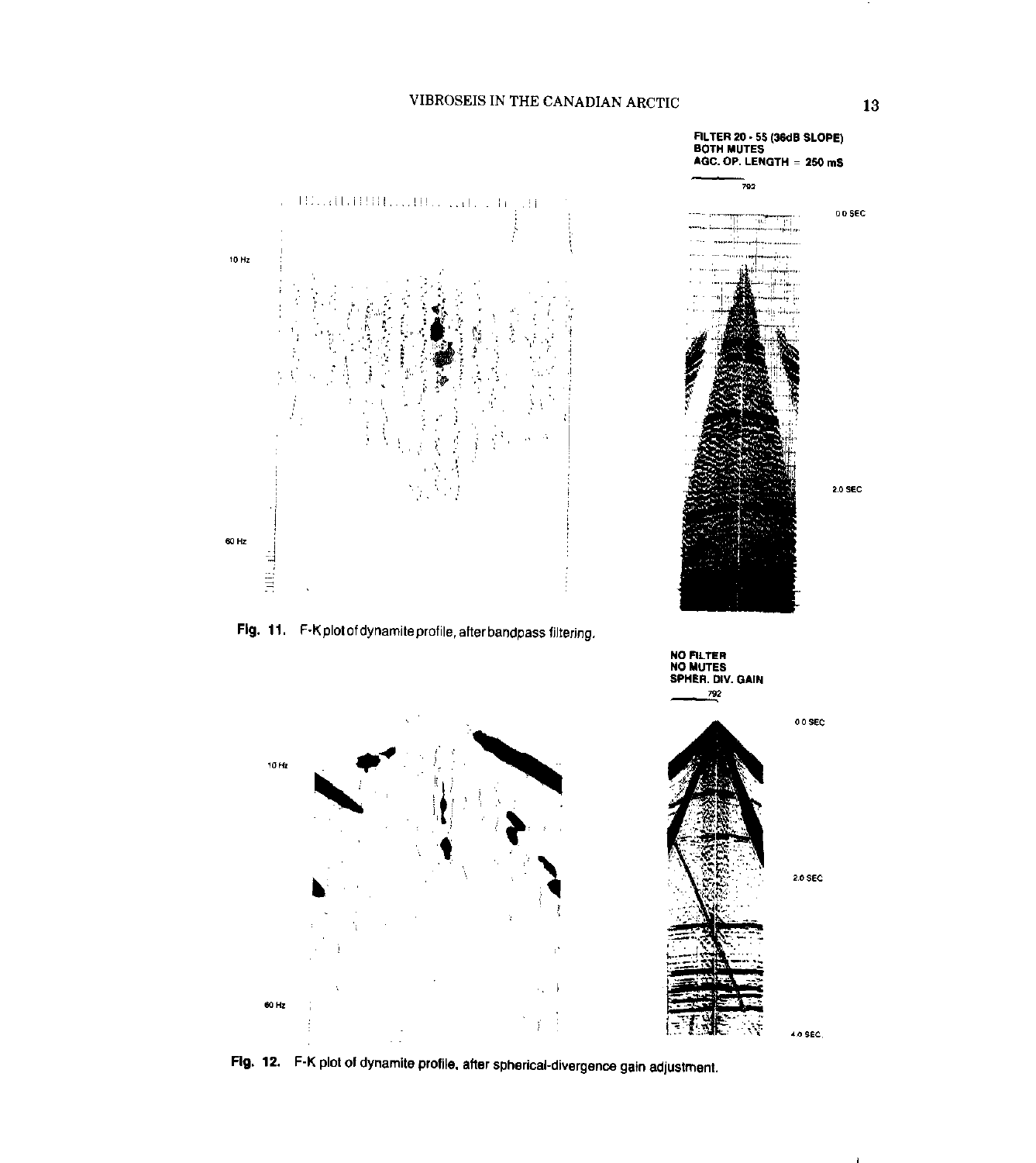FILTER 20 - 55 (36dB SLOPE)
BOTH MUTES
AGC. OP. LENGTH = 250 mS

Fig. 11. F-K plot of dynamite profile, after bandpass filtering.

NO FILTER
NO MUTES
SPHER. DIV. GAIN

Fig. 12. F-K plot of dynamite profile, after spherical-divergence gain adjustment.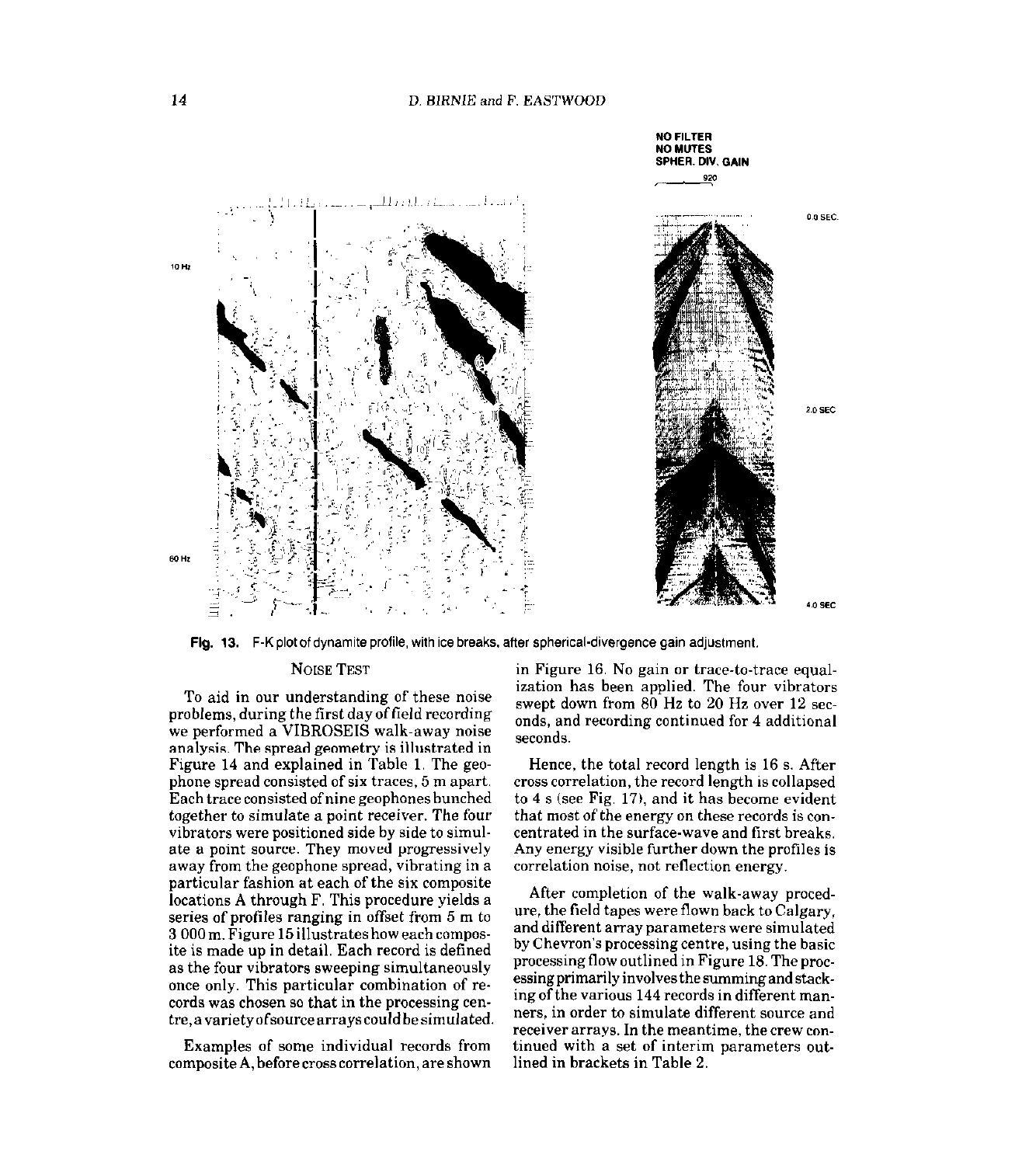NO FILTER
NO MUTES
SPHER. DIV. GAIN

**Fig. 13.** F-K plot of dynamite profile, with ice breaks, after spherical-divergence gain adjustment.

## NOISE TEST

To aid in our understanding of these noise problems, during the first day of field recording we performed a VIBROSEIS walk-away noise analysis. The spread geometry is illustrated in Figure 14 and explained in Table 1. The geophone spread consisted of six traces, 5 m apart. Each trace consisted of nine geophones bunched together to simulate a point receiver. The four vibrators were positioned side by side to simulate a point source. They moved progressively away from the geophone spread, vibrating in a particular fashion at each of the six composite locations A through F. This procedure yields a series of profiles ranging in offset from 5 m to 3 000 m. Figure 15 illustrates how each composite is made up in detail. Each record is defined as the four vibrators sweeping simultaneously once only. This particular combination of records was chosen so that in the processing centre, a variety of source arrays could be simulated.

Examples of some individual records from composite A, before cross correlation, are shown in Figure 16. No gain or trace-to-trace equalization has been applied. The four vibrators swept down from 80 Hz to 20 Hz over 12 seconds, and recording continued for 4 additional seconds.

Hence, the total record length is 16 s. After cross correlation, the record length is collapsed to 4 s (see Fig. 17), and it has become evident that most of the energy on these records is concentrated in the surface-wave and first breaks. Any energy visible further down the profiles is correlation noise, not reflection energy.

After completion of the walk-away procedure, the field tapes were flown back to Calgary, and different array parameters were simulated by Chevron's processing centre, using the basic processing flow outlined in Figure 18. The processing primarily involves the summing and stacking of the various 144 records in different manners, in order to simulate different source and receiver arrays. In the meantime, the crew continued with a set of interim parameters outlined in brackets in Table 2.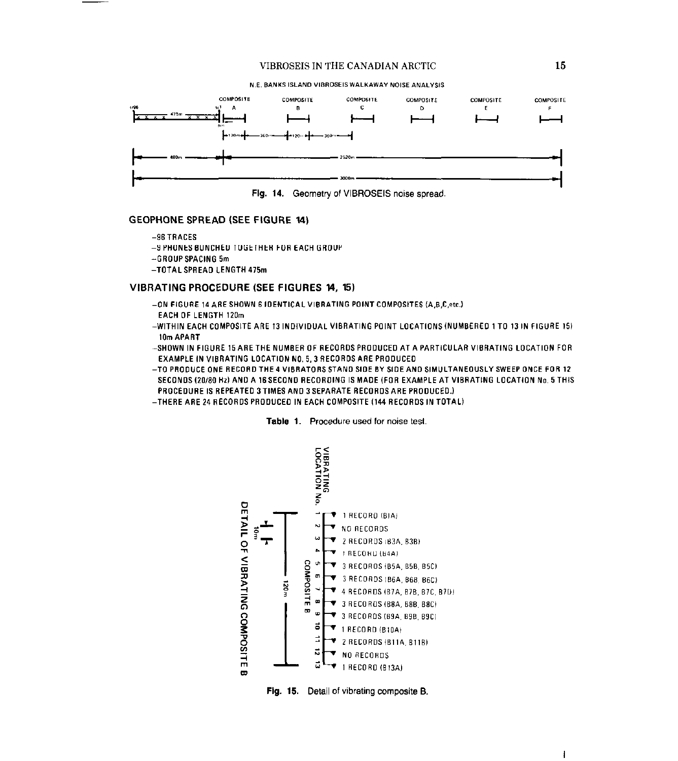N.E. BANKS ISLAND VIBROSEIS WALKAWAY NOISE ANALYSIS

COMPOSITE A — COMPOSITE B — COMPOSITE C — COMPOSITE D — COMPOSITE E — COMPOSITE F

1/96 — 475m — 1/1 — 5m — 120m — 360m — 120m — 360m — 480m — 2520m — 3000m

**Fig. 14.** Geometry of VIBROSEIS noise spread.

## GEOPHONE SPREAD (SEE FIGURE 14)

- 96 TRACES
- 9 PHONES BUNCHED TOGETHER FOR EACH GROUP
- GROUP SPACING 5m
- TOTAL SPREAD LENGTH 475m

## VIBRATING PROCEDURE (SEE FIGURES 14, 15)

- ON FIGURE 14 ARE SHOWN 6 IDENTICAL VIBRATING POINT COMPOSITES (A,B,C,etc.) EACH OF LENGTH 120m
- WITHIN EACH COMPOSITE ARE 13 INDIVIDUAL VIBRATING POINT LOCATIONS (NUMBERED 1 TO 13 IN FIGURE 15) 10m APART
- SHOWN IN FIGURE 15 ARE THE NUMBER OF RECORDS PRODUCED AT A PARTICULAR VIBRATING LOCATION FOR EXAMPLE IN VIBRATING LOCATION NO. 5, 3 RECORDS ARE PRODUCED
- TO PRODUCE ONE RECORD THE 4 VIBRATORS STAND SIDE BY SIDE AND SIMULTANEOUSLY SWEEP ONCE FOR 12 SECONDS (20/80 Hz) AND A 16 SECOND RECORDING IS MADE (FOR EXAMPLE AT VIBRATING LOCATION No. 5 THIS PROCEDURE IS REPEATED 3 TIMES AND 3 SEPARATE RECORDS ARE PRODUCED.)
- THERE ARE 24 RECORDS PRODUCED IN EACH COMPOSITE (144 RECORDS IN TOTAL)

**Table 1.** Procedure used for noise test.

DETAIL OF VIBRATING COMPOSITE B

| VIBRATING LOCATION No. | COMPOSITE B |
|---|---|
| 1 | 1 RECORD (B1A) |
| 2 | NO RECORDS |
| 3 | 2 RECORDS (B3A, B3B) |
| 4 | 1 RECORD (B4A) |
| 5 | 3 RECORDS (B5A, B5B, B5C) |
| 6 | 3 RECORDS (B6A, B6B, B6C) |
| 7 | 4 RECORDS (B7A, B7B, B7C, B7D) |
| 8 | 3 RECORDS (B8A, B8B, B8C) |
| 9 | 3 RECORDS (B9A, B9B, B9C) |
| 10 | 1 RECORD (B10A) |
| 11 | 2 RECORDS (B11A, B11B) |
| 12 | NO RECORDS |
| 13 | 1 RECORD (B13A) |

10m — 120m

**Fig. 15.** Detail of vibrating composite B.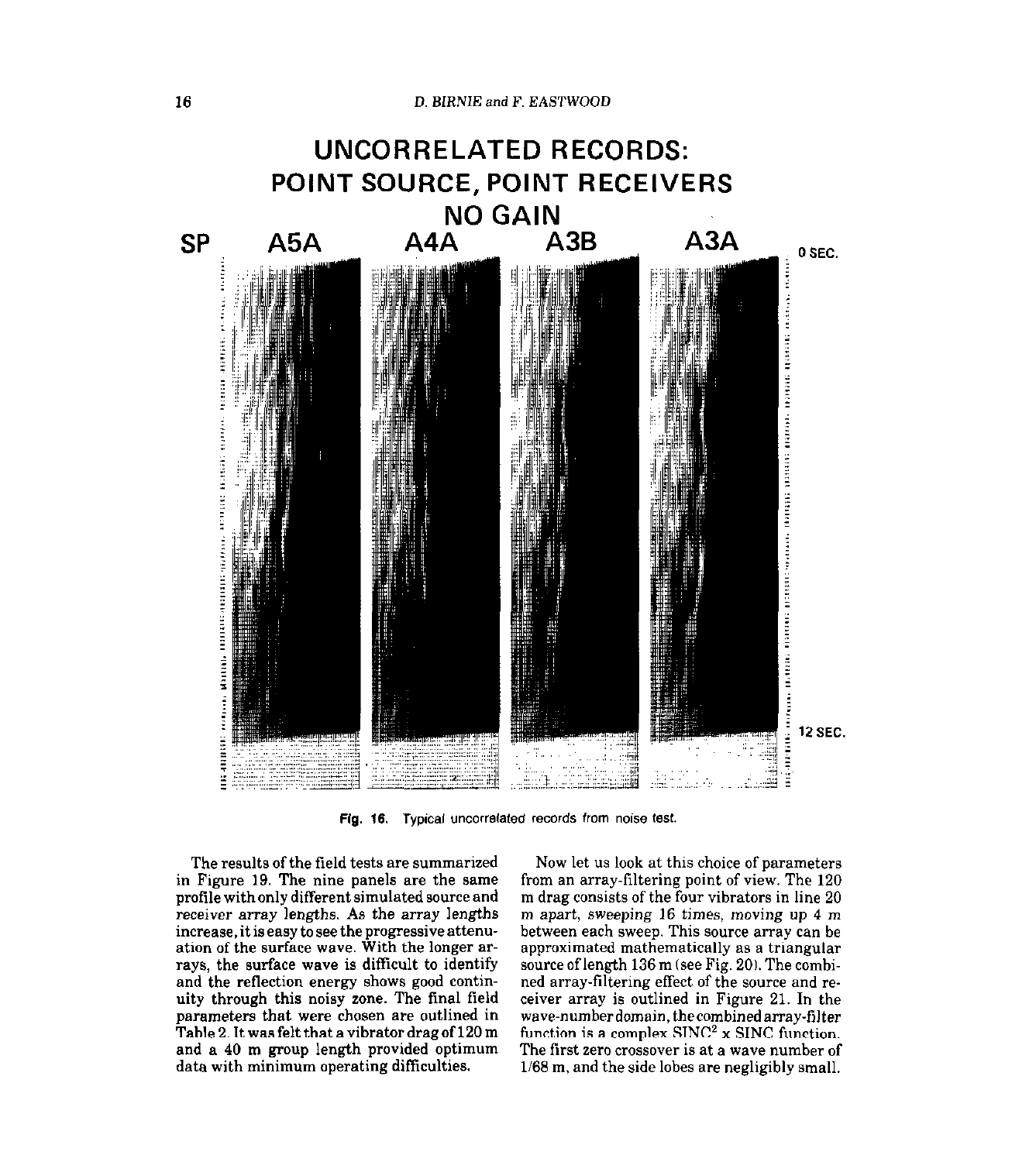UNCORRELATED RECORDS:
POINT SOURCE, POINT RECEIVERS
NO GAIN

SP A5A A4A A3B A3A 0 SEC. 12 SEC.

**Fig. 16.** Typical uncorrelated records from noise test.

The results of the field tests are summarized in Figure 19. The nine panels are the same profile with only different simulated source and receiver array lengths. As the array lengths increase, it is easy to see the progressive attenuation of the surface wave. With the longer arrays, the surface wave is difficult to identify and the reflection energy shows good continuity through this noisy zone. The final field parameters that were chosen are outlined in Table 2. It was felt that a vibrator drag of 120 m and a 40 m group length provided optimum data with minimum operating difficulties.

Now let us look at this choice of parameters from an array-filtering point of view. The 120 m drag consists of the four vibrators in line 20 m apart, sweeping 16 times, moving up 4 m between each sweep. This source array can be approximated mathematically as a triangular source of length 136 m (see Fig. 20). The combined array-filtering effect of the source and receiver array is outlined in Figure 21. In the wave-number domain, the combined array-filter function is a complex $SINC^2$ x SINC function. The first zero crossover is at a wave number of 1/68 m, and the side lobes are negligibly small.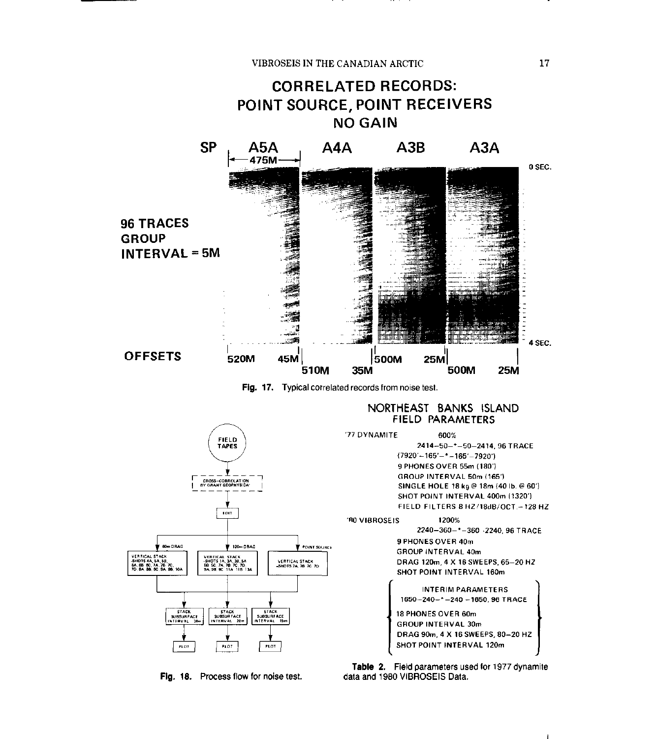# CORRELATED RECORDS: POINT SOURCE, POINT RECEIVERS NO GAIN

SP A5A A4A A3B A3A

475M

0 SEC.

96 TRACES GROUP INTERVAL = 5M

4 SEC.

OFFSETS 520M 45M 510M 35M 500M 25M 500M 25M

**Fig. 17.** Typical correlated records from noise test.

FIELD TAPES

CROSS-CORRELATION BY GRANT GEOPHYSICAL

EDIT

60m DRAG — VERTICAL STACK -SHOTS 4A, 5A, 5B, 6A, 6B, 6C, 7A, 7B, 7C, 7D, 8A, 8B, 8C, 9A, 9B, 10A

120m DRAG — VERTICAL STACK -SHOTS 1A, 3A, 3B, 5A, 5B, 5C, 7A, 7B, 7C, 7D, 9A, 9B, 9C, 11A, 11B, 13A

POINT SOURCE — VERTICAL STACK -SHOTS 7A, 7B, 7C, 7D

STACK SUBSURFACE INTERVAL 30m — PLOT

STACK SUBSURFACE INTERVAL 20m — PLOT

STACK SUBSURFACE INTERVAL 15m — PLOT

**Fig. 18.** Process flow for noise test.

## NORTHEAST BANKS ISLAND FIELD PARAMETERS

'77 DYNAMITE 600%

2414–50–*–50–2414, 96 TRACE
(7920'–165'–*–165'–7920')
9 PHONES OVER 55m (180')
GROUP INTERVAL 50m (165')
SINGLE HOLE 18 kg @ 18m (40 lb. @ 60')
SHOT POINT INTERVAL 400m (1320')
FIELD FILTERS 8 HZ/18dB/OCT.–128 HZ

'80 VIBROSEIS 1200%

2240–360–*–360–2240, 96 TRACE
9 PHONES OVER 40m
GROUP INTERVAL 40m
DRAG 120m, 4 X 16 SWEEPS, 65–20 HZ
SHOT POINT INTERVAL 160m

INTERIM PARAMETERS
1650–240–*–240–1650, 96 TRACE
18 PHONES OVER 60m
GROUP INTERVAL 30m
DRAG 90m, 4 X 16 SWEEPS, 80–20 HZ
SHOT POINT INTERVAL 120m

**Table 2.** Field parameters used for 1977 dynamite data and 1980 VIBROSEIS Data.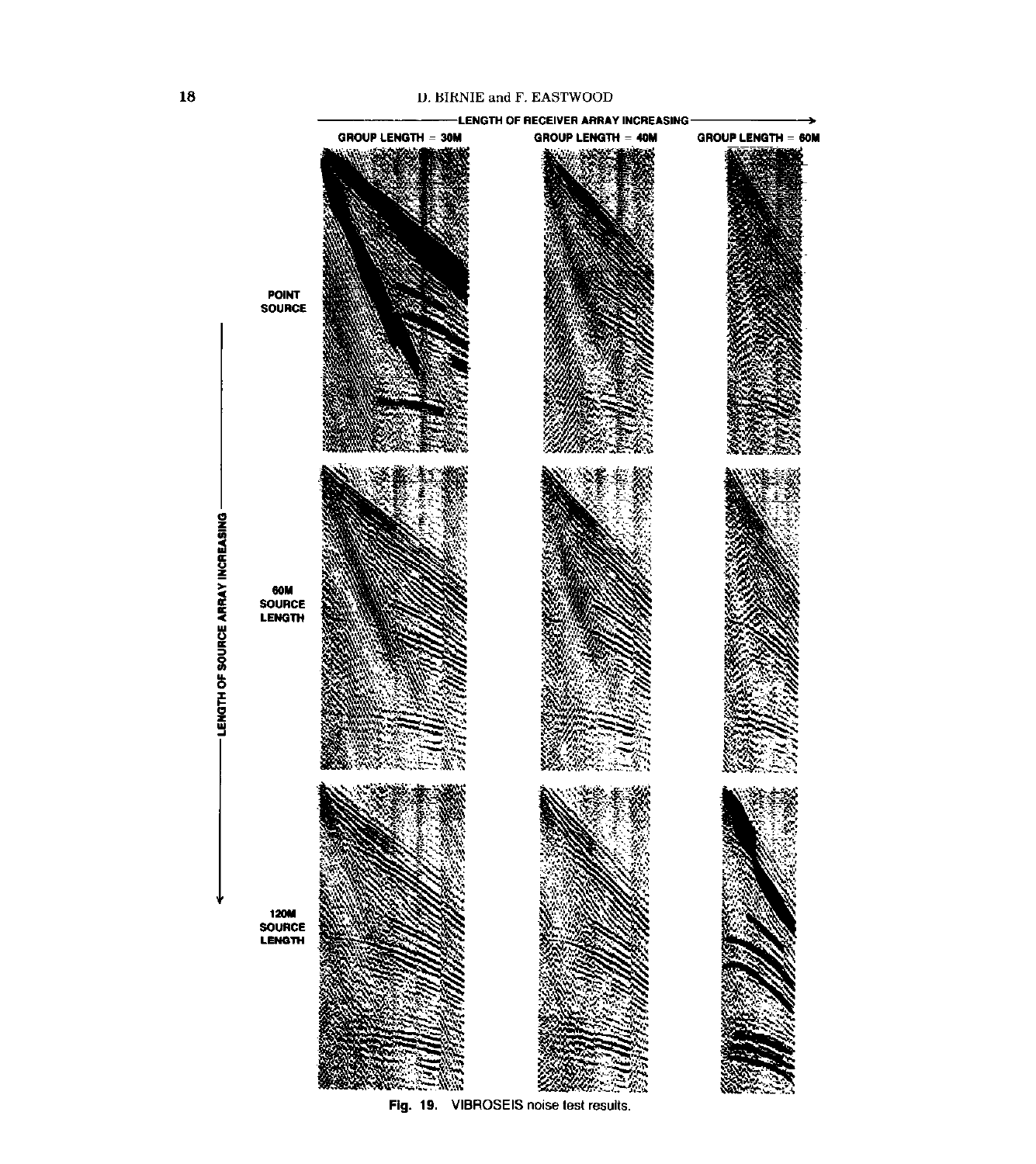Fig. 19. VIBROSEIS noise test results.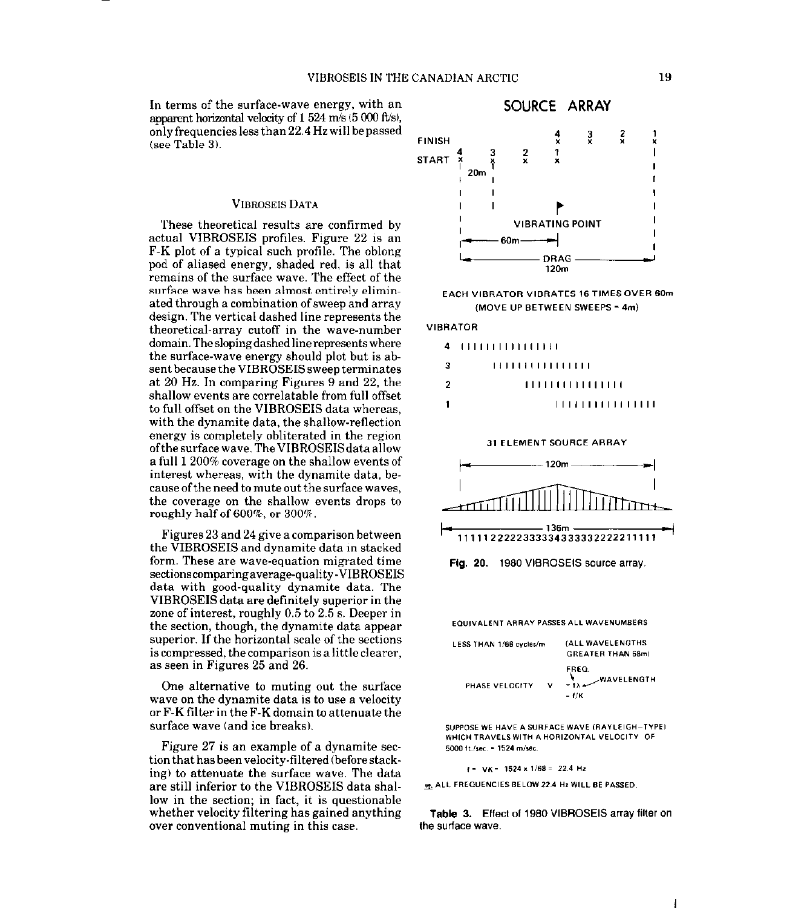In terms of the surface-wave energy, with an apparent horizontal velocity of 1 524 m/s (5 000 ft/s), only frequencies less than 22.4 Hz will be passed (see Table 3).

## VIBROSEIS DATA

These theoretical results are confirmed by actual VIBROSEIS profiles. Figure 22 is an F-K plot of a typical such profile. The oblong pod of aliased energy, shaded red, is all that remains of the surface wave. The effect of the surface wave has been almost entirely eliminated through a combination of sweep and array design. The vertical dashed line represents the theoretical-array cutoff in the wave-number domain. The sloping dashed line represents where the surface-wave energy should plot but is absent because the VIBROSEIS sweep terminates at 20 Hz. In comparing Figures 9 and 22, the shallow events are correlatable from full offset to full offset on the VIBROSEIS data whereas, with the dynamite data, the shallow-reflection energy is completely obliterated in the region of the surface wave. The VIBROSEIS data allow a full 1 200% coverage on the shallow events of interest whereas, with the dynamite data, because of the need to mute out the surface waves, the coverage on the shallow events drops to roughly half of 600%, or 300%.

Figures 23 and 24 give a comparison between the VIBROSEIS and dynamite data in stacked form. These are wave-equation migrated time sections comparing average-quality-VIBROSEIS data with good-quality dynamite data. The VIBROSEIS data are definitely superior in the zone of interest, roughly 0.5 to 2.5 s. Deeper in the section, though, the dynamite data appear superior. If the horizontal scale of the sections is compressed, the comparison is a little clearer, as seen in Figures 25 and 26.

One alternative to muting out the surface wave on the dynamite data is to use a velocity or F-K filter in the F-K domain to attenuate the surface wave (and ice breaks).

Figure 27 is an example of a dynamite section that has been velocity-filtered (before stacking) to attenuate the surface wave. The data are still inferior to the VIBROSEIS data shallow in the section; in fact, it is questionable whether velocity filtering has gained anything over conventional muting in this case.

**SOURCE ARRAY**

FINISH / START — 20m — VIBRATING POINT — 60m — DRAG 120m

EACH VIBRATOR VIBRATES 16 TIMES OVER 60m (MOVE UP BETWEEN SWEEPS = 4m)

VIBRATOR 4, 3, 2, 1

31 ELEMENT SOURCE ARRAY

120m

136m

1111122222333334333332222211111

**Fig. 20.** 1980 VIBROSEIS source array.

EQUIVALENT ARRAY PASSES ALL WAVENUMBERS LESS THAN 1/68 cycles/m (ALL WAVELENGTHS GREATER THAN 68m)

PHASE VELOCITY $V = f\lambda = f/K$ (FREQ., WAVELENGTH)

SUPPOSE WE HAVE A SURFACE WAVE (RAYLEIGH-TYPE) WHICH TRAVELS WITH A HORIZONTAL VELOCITY OF 5000 ft./sec. = 1524 m/sec.

$f = VK = 1524 \times 1/68 = 22.4$ Hz

ie. ALL FREQUENCIES BELOW 22.4 Hz WILL BE PASSED.

**Table 3.** Effect of 1980 VIBROSEIS array filter on the surface wave.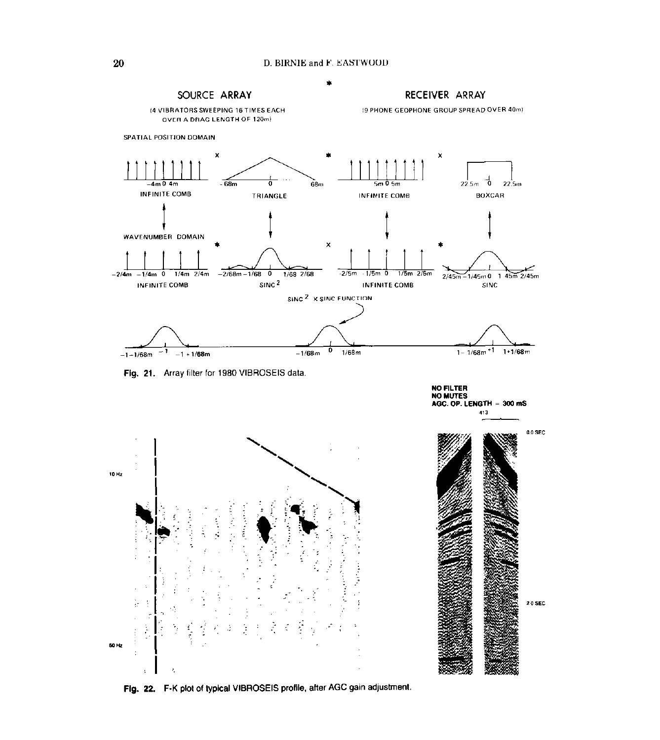SOURCE ARRAY

(4 VIBRATORS SWEEPING 16 TIMES EACH OVER A DRAG LENGTH OF 120m)

RECEIVER ARRAY

(9 PHONE GEOPHONE GROUP SPREAD OVER 40m)

SPATIAL POSITION DOMAIN

INFINITE COMB × TRIANGLE * INFINITE COMB × BOXCAR

WAVENUMBER DOMAIN

INFINITE COMB * $\text{SINC}^2$ × INFINITE COMB * SINC

$\text{SINC}^2$ × SINC FUNCTION

Fig. 21. Array filter for 1980 VIBROSEIS data.

NO FILTER
NO MUTES
AGC. OP. LENGTH = 300 mS

Fig. 22. F-K plot of typical VIBROSEIS profile, after AGC gain adjustment.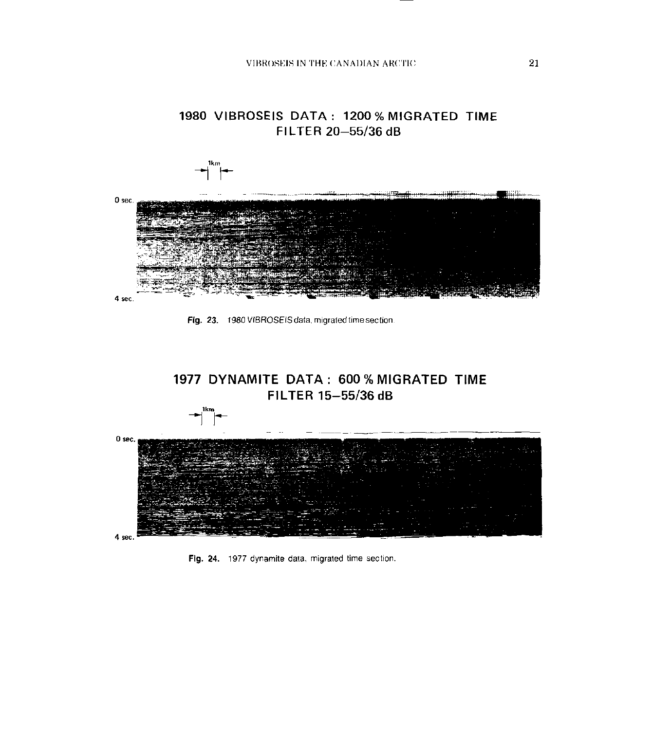1980 VIBROSEIS DATA : 1200 % MIGRATED TIME
FILTER 20–55/36 dB

1km

0 sec.

4 sec.

**Fig. 23.** 1980 VIBROSEIS data, migrated time section.

1977 DYNAMITE DATA : 600 % MIGRATED TIME
FILTER 15–55/36 dB

1km

0 sec.

4 sec.

**Fig. 24.** 1977 dynamite data, migrated time section.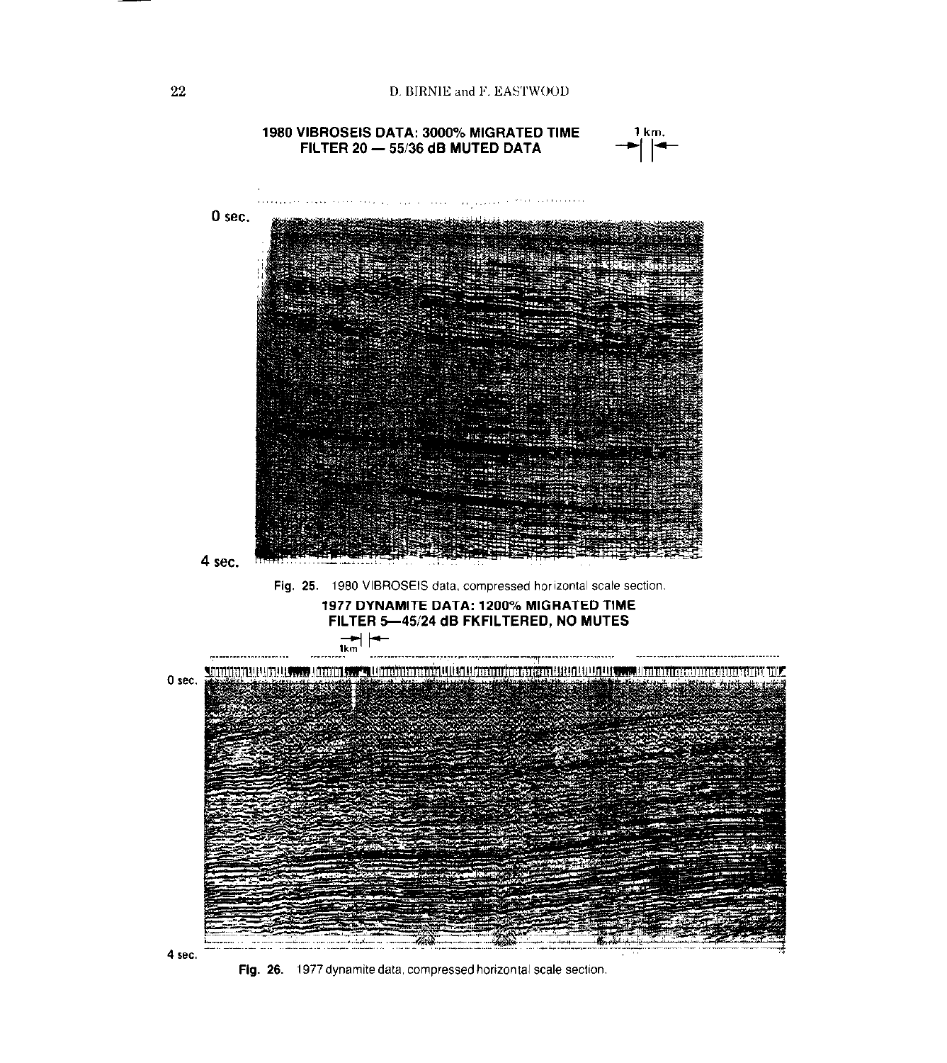1980 VIBROSEIS DATA: 3000% MIGRATED TIME
FILTER 20 — 55/36 dB MUTED DATA

1 km.

0 sec.

4 sec.

Fig. 25. 1980 VIBROSEIS data, compressed horizontal scale section.

1977 DYNAMITE DATA: 1200% MIGRATED TIME
FILTER 5—45/24 dB FKFILTERED, NO MUTES

1km

0 sec.

4 sec.

Fig. 26. 1977 dynamite data, compressed horizontal scale section.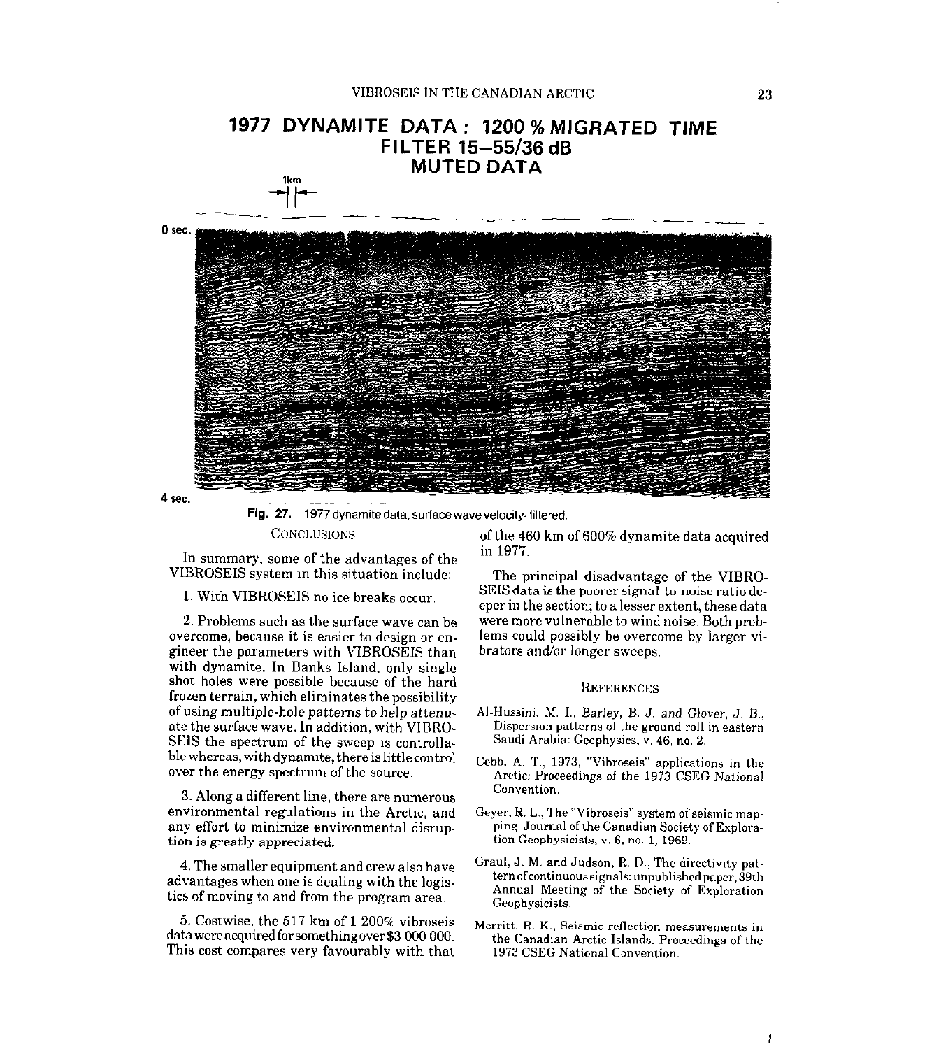1977 DYNAMITE DATA : 1200 % MIGRATED TIME
FILTER 15–55/36 dB
MUTED DATA

1km

0 sec.

4 sec.

**Fig. 27.** 1977 dynamite data, surface wave velocity filtered.

## CONCLUSIONS

In summary, some of the advantages of the VIBROSEIS system in this situation include:

1. With VIBROSEIS no ice breaks occur.

2. Problems such as the surface wave can be overcome, because it is easier to design or engineer the parameters with VIBROSEIS than with dynamite. In Banks Island, only single shot holes were possible because of the hard frozen terrain, which eliminates the possibility of using multiple-hole patterns to help attenuate the surface wave. In addition, with VIBROSEIS the spectrum of the sweep is controllable whereas, with dynamite, there is little control over the energy spectrum of the source.

3. Along a different line, there are numerous environmental regulations in the Arctic, and any effort to minimize environmental disruption is greatly appreciated.

4. The smaller equipment and crew also have advantages when one is dealing with the logistics of moving to and from the program area.

5. Costwise, the 517 km of 1 200% vibroseis data were acquired for something over $3 000 000. This cost compares very favourably with that of the 460 km of 600% dynamite data acquired in 1977.

The principal disadvantage of the VIBROSEIS data is the poorer signal-to-noise ratio deeper in the section; to a lesser extent, these data were more vulnerable to wind noise. Both problems could possibly be overcome by larger vibrators and/or longer sweeps.

## REFERENCES

Al-Hussini, M. I., Barley, B. J. and Glover, J. B., Dispersion patterns of the ground roll in eastern Saudi Arabia: Geophysics, v. 46, no. 2.

Cobb, A. T., 1973, "Vibroseis" applications in the Arctic: Proceedings of the 1973 CSEG National Convention.

Geyer, R. L., The "Vibroseis" system of seismic mapping: Journal of the Canadian Society of Exploration Geophysicists, v. 6, no. 1, 1969.

Graul, J. M. and Judson, R. D., The directivity pattern of continuous signals: unpublished paper, 39th Annual Meeting of the Society of Exploration Geophysicists.

Merritt, R. K., Seismic reflection measurements in the Canadian Arctic Islands: Proceedings of the 1973 CSEG National Convention.